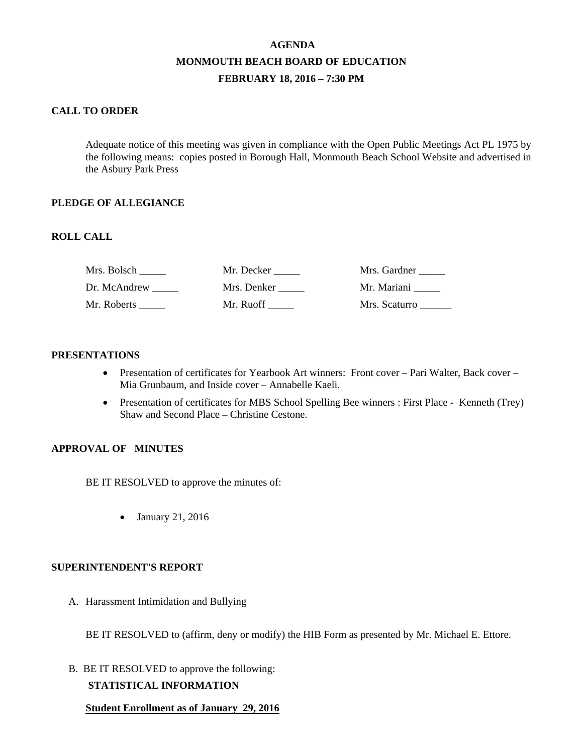# AGENDA

# MONMOUTH BEACH BOARD OF EDUCATION

# FEBRUARY 18, 2016 – 7:30 PM

## CALL TO ORDER

Adequate notice of this meeting was given in compliance with the Open Public Meetings Act PL 1975 by the following means: copies posted in Borough Hall, Monmouth Beach School Website and advertised in the Asbury Park Press

## PLEDGE OF ALLEGIANCE

## ROLL CALL

| | | |
|---|---|---|
| Mrs. Bolsch _____ | Mr. Decker _____ | Mrs. Gardner _____ |
| Dr. McAndrew _____ | Mrs. Denker _____ | Mr. Mariani _____ |
| Mr. Roberts _____ | Mr. Ruoff _____ | Mrs. Scaturro ______ |

## PRESENTATIONS

- Presentation of certificates for Yearbook Art winners: Front cover – Pari Walter, Back cover – Mia Grunbaum, and Inside cover – Annabelle Kaeli.
- Presentation of certificates for MBS School Spelling Bee winners : First Place - Kenneth (Trey) Shaw and Second Place – Christine Cestone.

## APPROVAL OF MINUTES

BE IT RESOLVED to approve the minutes of:

- January 21, 2016

## SUPERINTENDENT'S REPORT

A. Harassment Intimidation and Bullying

BE IT RESOLVED to (affirm, deny or modify) the HIB Form as presented by Mr. Michael E. Ettore.

B. BE IT RESOLVED to approve the following:

**STATISTICAL INFORMATION**

**Student Enrollment as of January 29, 2016**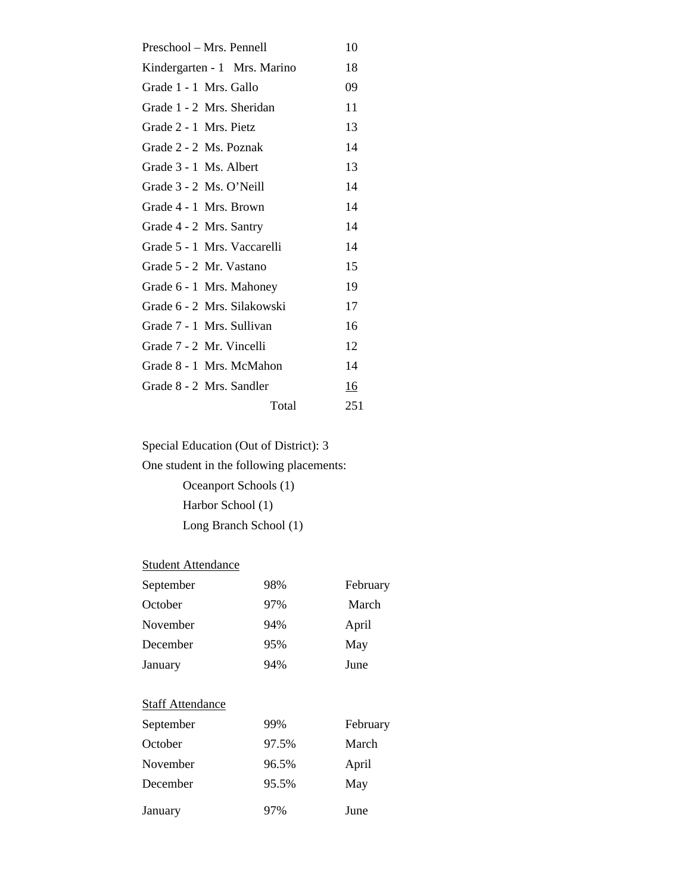| Class | Enrollment |
|---|---|
| Preschool – Mrs. Pennell | 10 |
| Kindergarten - 1 Mrs. Marino | 18 |
| Grade 1 - 1 Mrs. Gallo | 09 |
| Grade 1 - 2 Mrs. Sheridan | 11 |
| Grade 2 - 1 Mrs. Pietz | 13 |
| Grade 2 - 2 Ms. Poznak | 14 |
| Grade 3 - 1 Ms. Albert | 13 |
| Grade 3 - 2 Ms. O'Neill | 14 |
| Grade 4 - 1 Mrs. Brown | 14 |
| Grade 4 - 2 Mrs. Santry | 14 |
| Grade 5 - 1 Mrs. Vaccarelli | 14 |
| Grade 5 - 2 Mr. Vastano | 15 |
| Grade 6 - 1 Mrs. Mahoney | 19 |
| Grade 6 - 2 Mrs. Silakowski | 17 |
| Grade 7 - 1 Mrs. Sullivan | 16 |
| Grade 7 - 2 Mr. Vincelli | 12 |
| Grade 8 - 1 Mrs. McMahon | 14 |
| Grade 8 - 2 Mrs. Sandler | 16 |
| Total | 251 |

Special Education (Out of District): 3

One student in the following placements:

- Oceanport Schools (1)
- Harbor School (1)
- Long Branch School (1)

Student Attendance

| Month | % | Month |
|---|---|---|
| September | 98% | February |
| October | 97% | March |
| November | 94% | April |
| December | 95% | May |
| January | 94% | June |

Staff Attendance

| Month | % | Month |
|---|---|---|
| September | 99% | February |
| October | 97.5% | March |
| November | 96.5% | April |
| December | 95.5% | May |
| January | 97% | June |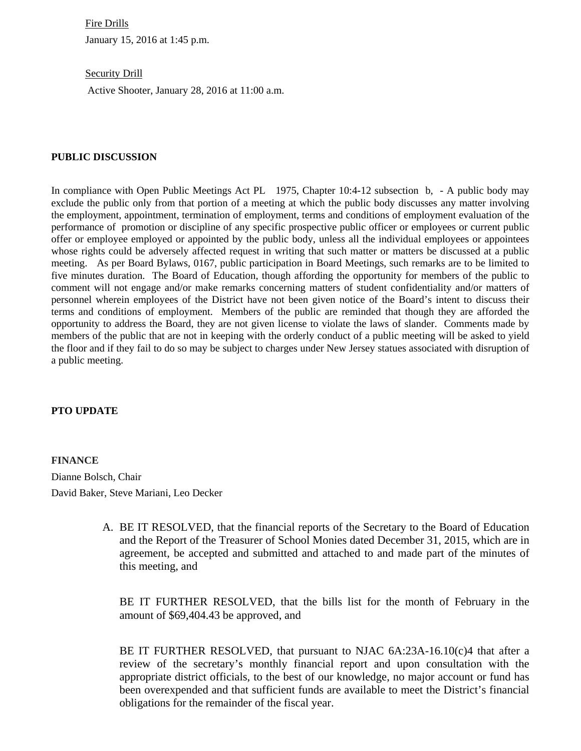Fire Drills

January 15, 2016 at 1:45 p.m.

Security Drill

Active Shooter, January 28, 2016 at 11:00 a.m.

**PUBLIC DISCUSSION**

In compliance with Open Public Meetings Act PL 1975, Chapter 10:4-12 subsection b, - A public body may exclude the public only from that portion of a meeting at which the public body discusses any matter involving the employment, appointment, termination of employment, terms and conditions of employment evaluation of the performance of promotion or discipline of any specific prospective public officer or employees or current public offer or employee employed or appointed by the public body, unless all the individual employees or appointees whose rights could be adversely affected request in writing that such matter or matters be discussed at a public meeting. As per Board Bylaws, 0167, public participation in Board Meetings, such remarks are to be limited to five minutes duration. The Board of Education, though affording the opportunity for members of the public to comment will not engage and/or make remarks concerning matters of student confidentiality and/or matters of personnel wherein employees of the District have not been given notice of the Board's intent to discuss their terms and conditions of employment. Members of the public are reminded that though they are afforded the opportunity to address the Board, they are not given license to violate the laws of slander. Comments made by members of the public that are not in keeping with the orderly conduct of a public meeting will be asked to yield the floor and if they fail to do so may be subject to charges under New Jersey statues associated with disruption of a public meeting.

**PTO UPDATE**

**FINANCE**

Dianne Bolsch, Chair

David Baker, Steve Mariani, Leo Decker

A. BE IT RESOLVED, that the financial reports of the Secretary to the Board of Education and the Report of the Treasurer of School Monies dated December 31, 2015, which are in agreement, be accepted and submitted and attached to and made part of the minutes of this meeting, and

   BE IT FURTHER RESOLVED, that the bills list for the month of February in the amount of $69,404.43 be approved, and

   BE IT FURTHER RESOLVED, that pursuant to NJAC 6A:23A-16.10(c)4 that after a review of the secretary's monthly financial report and upon consultation with the appropriate district officials, to the best of our knowledge, no major account or fund has been overexpended and that sufficient funds are available to meet the District's financial obligations for the remainder of the fiscal year.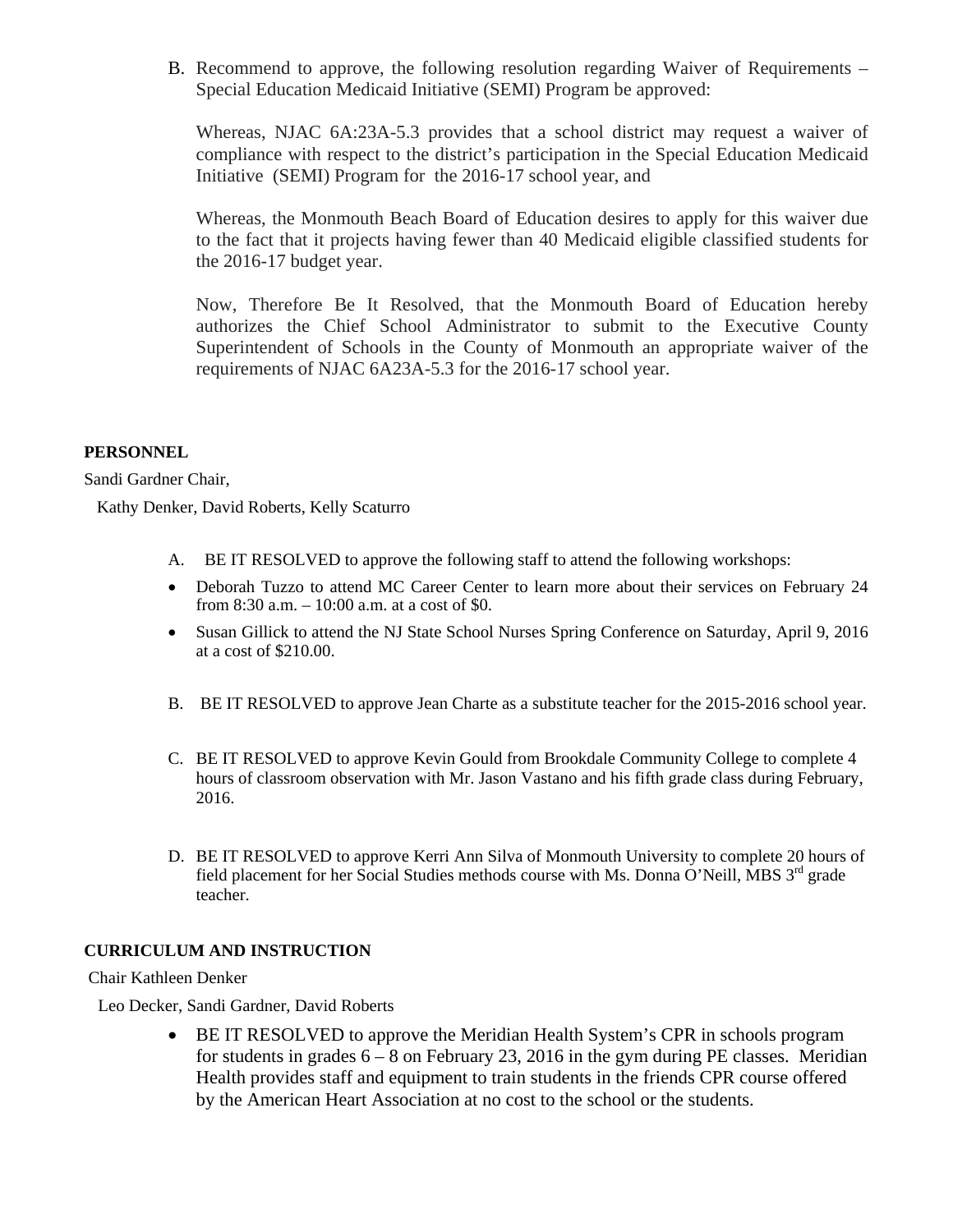B. Recommend to approve, the following resolution regarding Waiver of Requirements – Special Education Medicaid Initiative (SEMI) Program be approved:

Whereas, NJAC 6A:23A-5.3 provides that a school district may request a waiver of compliance with respect to the district's participation in the Special Education Medicaid Initiative (SEMI) Program for the 2016-17 school year, and

Whereas, the Monmouth Beach Board of Education desires to apply for this waiver due to the fact that it projects having fewer than 40 Medicaid eligible classified students for the 2016-17 budget year.

Now, Therefore Be It Resolved, that the Monmouth Board of Education hereby authorizes the Chief School Administrator to submit to the Executive County Superintendent of Schools in the County of Monmouth an appropriate waiver of the requirements of NJAC 6A23A-5.3 for the 2016-17 school year.

**PERSONNEL**

Sandi Gardner Chair,

Kathy Denker, David Roberts, Kelly Scaturro

A. BE IT RESOLVED to approve the following staff to attend the following workshops:

- Deborah Tuzzo to attend MC Career Center to learn more about their services on February 24 from 8:30 a.m. – 10:00 a.m. at a cost of $0.
- Susan Gillick to attend the NJ State School Nurses Spring Conference on Saturday, April 9, 2016 at a cost of $210.00.

B. BE IT RESOLVED to approve Jean Charte as a substitute teacher for the 2015-2016 school year.

C. BE IT RESOLVED to approve Kevin Gould from Brookdale Community College to complete 4 hours of classroom observation with Mr. Jason Vastano and his fifth grade class during February, 2016.

D. BE IT RESOLVED to approve Kerri Ann Silva of Monmouth University to complete 20 hours of field placement for her Social Studies methods course with Ms. Donna O'Neill, MBS 3rd grade teacher.

**CURRICULUM AND INSTRUCTION**

Chair Kathleen Denker

Leo Decker, Sandi Gardner, David Roberts

- BE IT RESOLVED to approve the Meridian Health System's CPR in schools program for students in grades 6 – 8 on February 23, 2016 in the gym during PE classes. Meridian Health provides staff and equipment to train students in the friends CPR course offered by the American Heart Association at no cost to the school or the students.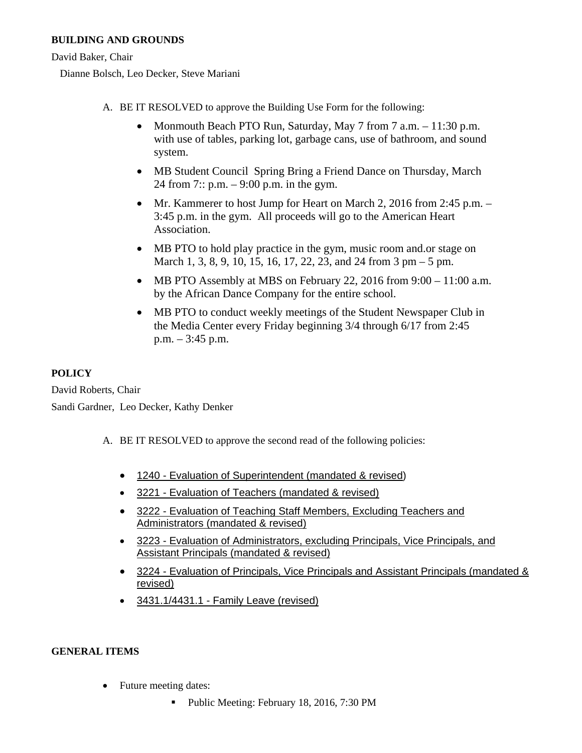**BUILDING AND GROUNDS**

David Baker, Chair

Dianne Bolsch, Leo Decker, Steve Mariani

A. BE IT RESOLVED to approve the Building Use Form for the following:

- Monmouth Beach PTO Run, Saturday, May 7 from 7 a.m. – 11:30 p.m. with use of tables, parking lot, garbage cans, use of bathroom, and sound system.
- MB Student Council Spring Bring a Friend Dance on Thursday, March 24 from 7:: p.m. – 9:00 p.m. in the gym.
- Mr. Kammerer to host Jump for Heart on March 2, 2016 from 2:45 p.m. – 3:45 p.m. in the gym. All proceeds will go to the American Heart Association.
- MB PTO to hold play practice in the gym, music room and.or stage on March 1, 3, 8, 9, 10, 15, 16, 17, 22, 23, and 24 from 3 pm – 5 pm.
- MB PTO Assembly at MBS on February 22, 2016 from 9:00 – 11:00 a.m. by the African Dance Company for the entire school.
- MB PTO to conduct weekly meetings of the Student Newspaper Club in the Media Center every Friday beginning 3/4 through 6/17 from 2:45 p.m. – 3:45 p.m.

**POLICY**

David Roberts, Chair

Sandi Gardner, Leo Decker, Kathy Denker

A. BE IT RESOLVED to approve the second read of the following policies:

- 1240 - Evaluation of Superintendent (mandated & revised)
- 3221 - Evaluation of Teachers (mandated & revised)
- 3222 - Evaluation of Teaching Staff Members, Excluding Teachers and Administrators (mandated & revised)
- 3223 - Evaluation of Administrators, excluding Principals, Vice Principals, and Assistant Principals (mandated & revised)
- 3224 - Evaluation of Principals, Vice Principals and Assistant Principals (mandated & revised)
- 3431.1/4431.1 - Family Leave (revised)

**GENERAL ITEMS**

- Future meeting dates:
  - Public Meeting: February 18, 2016, 7:30 PM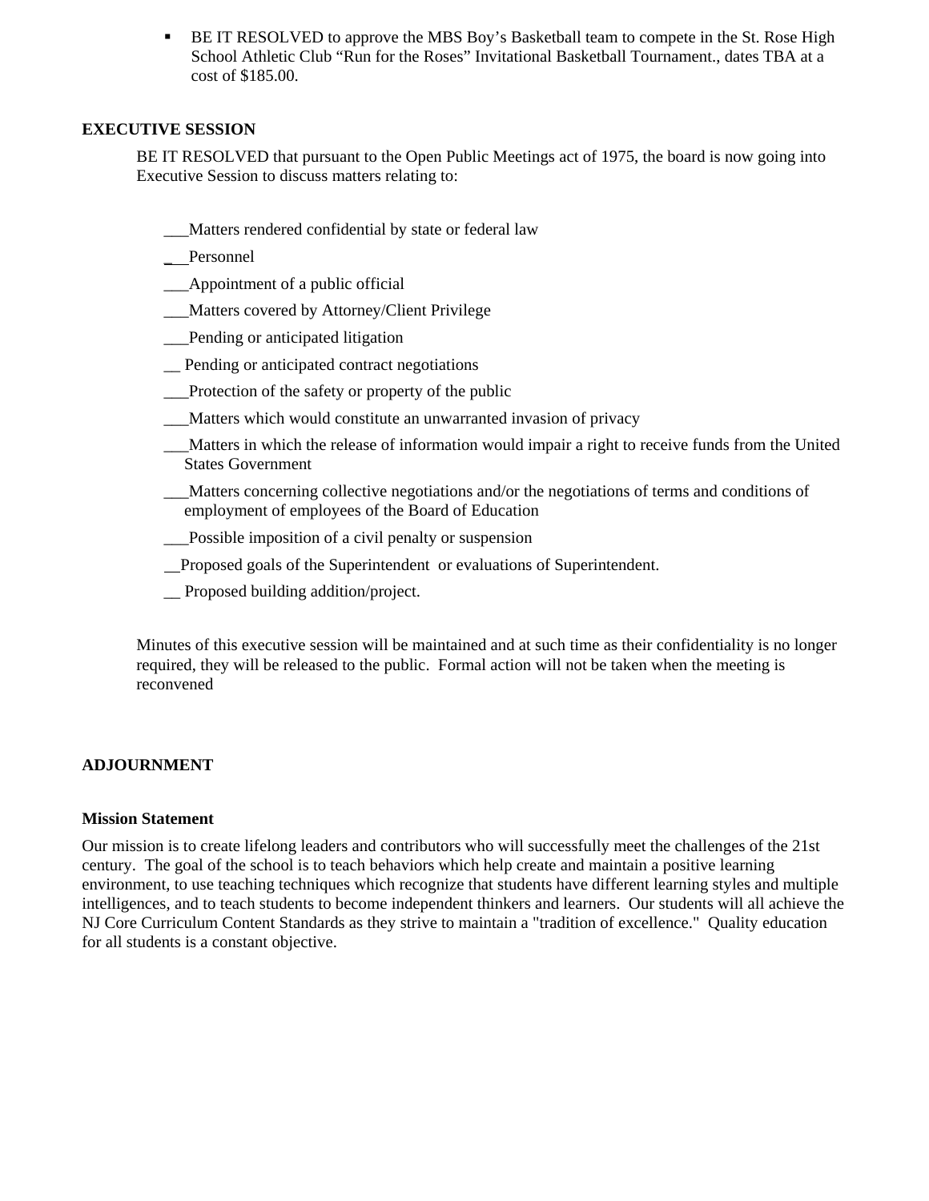- BE IT RESOLVED to approve the MBS Boy's Basketball team to compete in the St. Rose High School Athletic Club "Run for the Roses" Invitational Basketball Tournament., dates TBA at a cost of $185.00.

**EXECUTIVE SESSION**

BE IT RESOLVED that pursuant to the Open Public Meetings act of 1975, the board is now going into Executive Session to discuss matters relating to:

___Matters rendered confidential by state or federal law

___Personnel

___Appointment of a public official

___Matters covered by Attorney/Client Privilege

___Pending or anticipated litigation

__ Pending or anticipated contract negotiations

___Protection of the safety or property of the public

___Matters which would constitute an unwarranted invasion of privacy

___Matters in which the release of information would impair a right to receive funds from the United States Government

___Matters concerning collective negotiations and/or the negotiations of terms and conditions of employment of employees of the Board of Education

___Possible imposition of a civil penalty or suspension

__Proposed goals of the Superintendent or evaluations of Superintendent.

__ Proposed building addition/project.

Minutes of this executive session will be maintained and at such time as their confidentiality is no longer required, they will be released to the public. Formal action will not be taken when the meeting is reconvened

**ADJOURNMENT**

**Mission Statement**

Our mission is to create lifelong leaders and contributors who will successfully meet the challenges of the 21st century. The goal of the school is to teach behaviors which help create and maintain a positive learning environment, to use teaching techniques which recognize that students have different learning styles and multiple intelligences, and to teach students to become independent thinkers and learners. Our students will all achieve the NJ Core Curriculum Content Standards as they strive to maintain a "tradition of excellence." Quality education for all students is a constant objective.